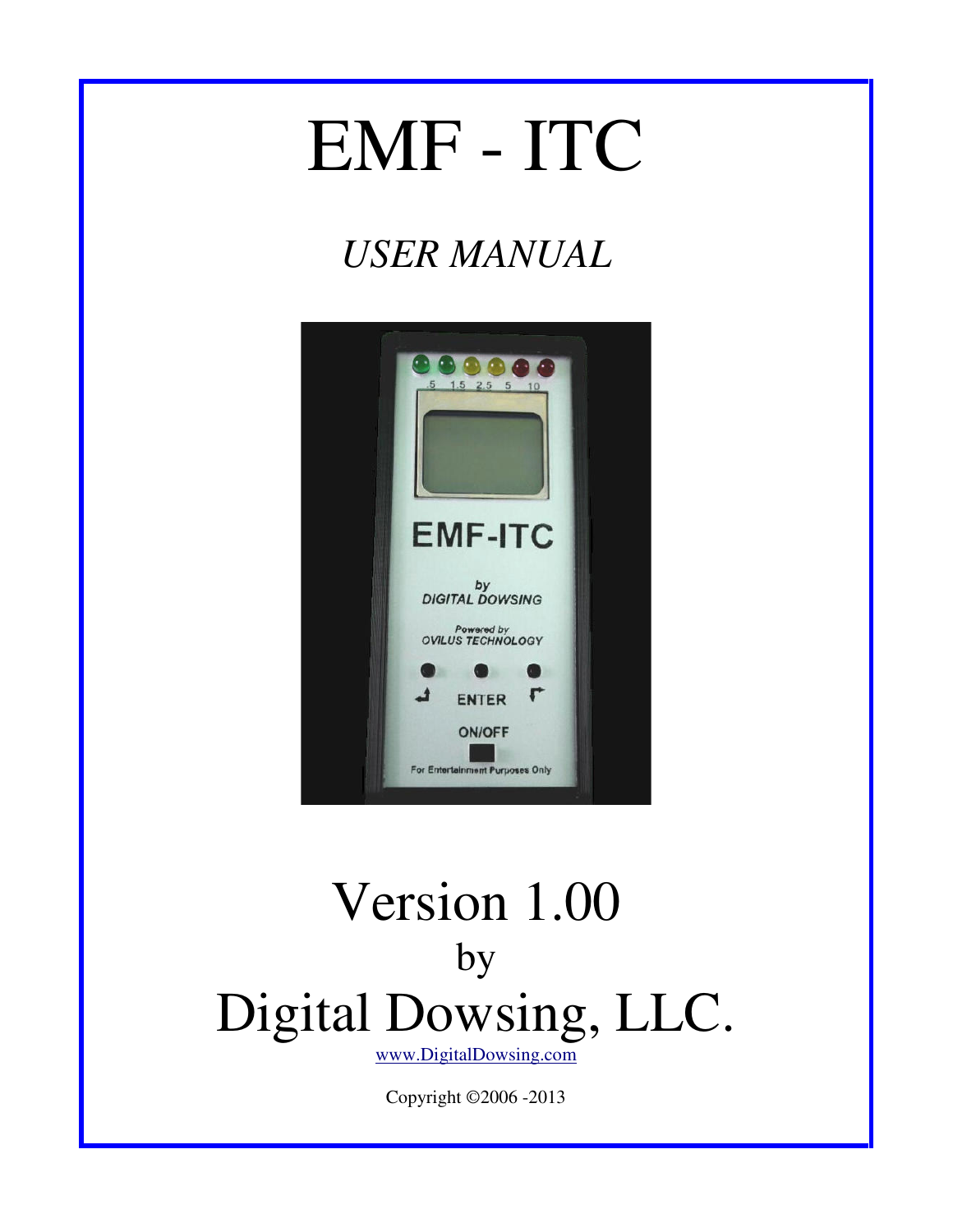# EMF - ITC

*USER MANUAL*

# Version 1.00

by

# Digital Dowsing, LLC.

www.DigitalDowsing.com

Copyright ©2006 -2013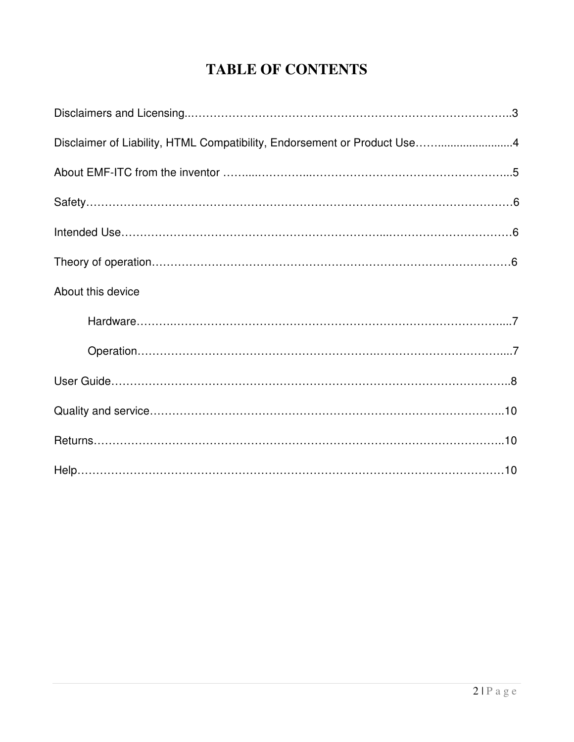# TABLE OF CONTENTS

Disclaimers and Licensing..……………………………………………………………………………..3

Disclaimer of Liability, HTML Compatibility, Endorsement or Product Use……........................4

About EMF-ITC from the inventor ……...……………...………………………………………………..5

Safety………………………………………………………………………………………………………6

Intended Use………………………………………………………...……………………………6

Theory of operation………………………………………………………………………………………6

About this device

- Hardware………………………………………………………………………………………....7
- Operation…………………………………………………….……………………………....7

User Guide…………………………………………………………………………………………..8

Quality and service……………………………………………………………………………………..10

Returns……………………………………………………………………………………………..10

Help…………………………………………………………………………………………………10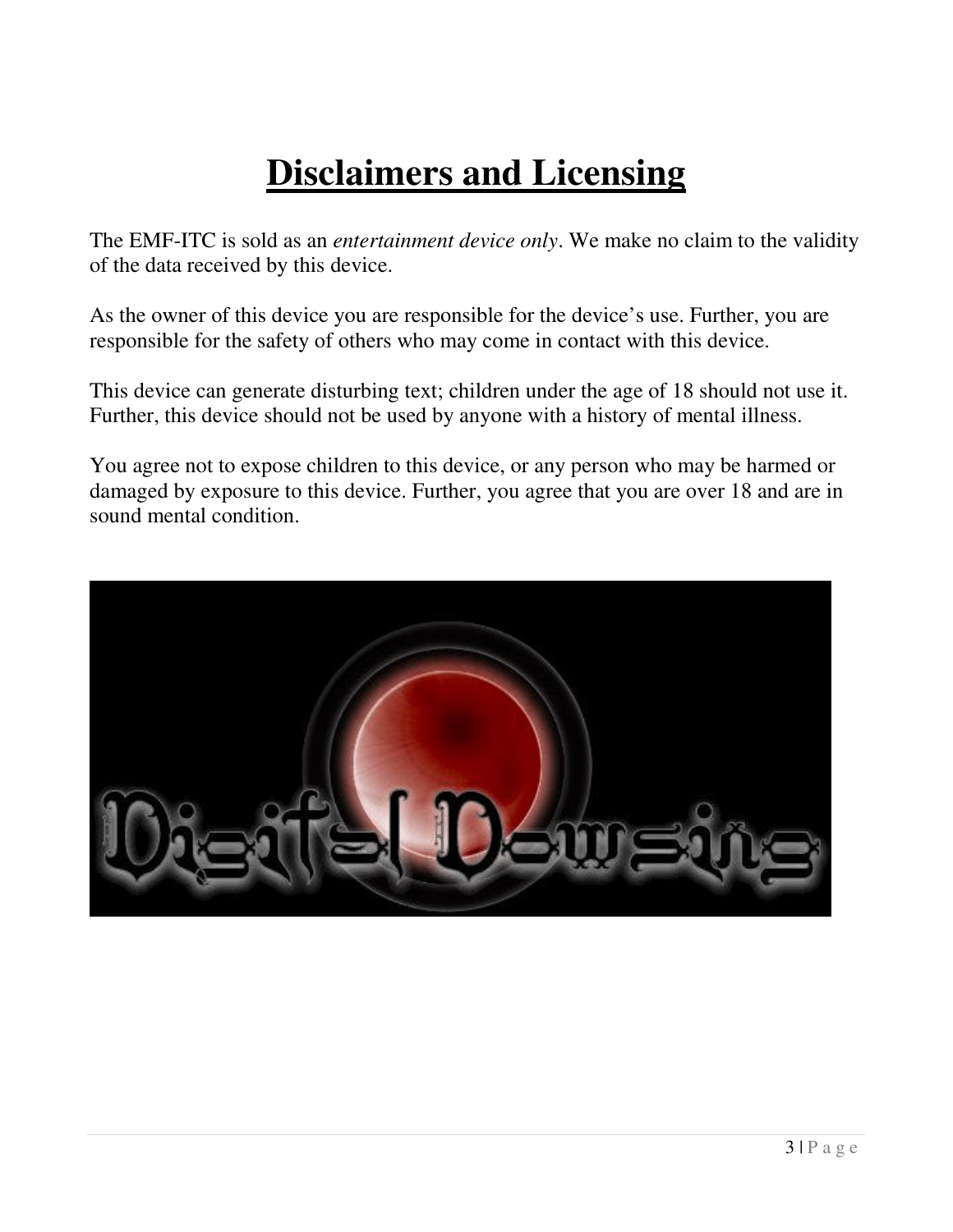# Disclaimers and Licensing

The EMF-ITC is sold as an *entertainment device only*. We make no claim to the validity of the data received by this device.

As the owner of this device you are responsible for the device's use. Further, you are responsible for the safety of others who may come in contact with this device.

This device can generate disturbing text; children under the age of 18 should not use it. Further, this device should not be used by anyone with a history of mental illness.

You agree not to expose children to this device, or any person who may be harmed or damaged by exposure to this device. Further, you agree that you are over 18 and are in sound mental condition.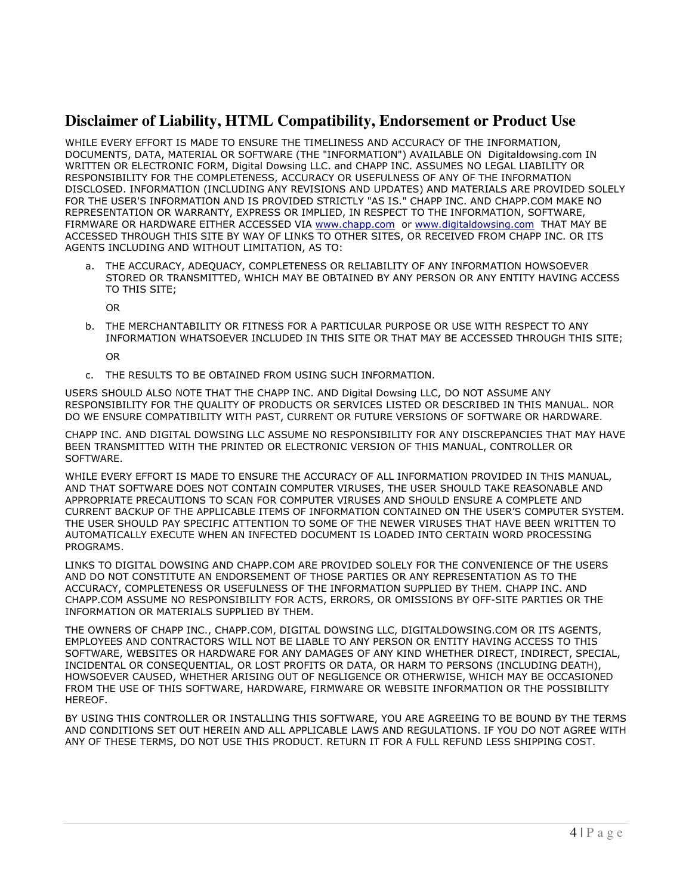## Disclaimer of Liability, HTML Compatibility, Endorsement or Product Use

WHILE EVERY EFFORT IS MADE TO ENSURE THE TIMELINESS AND ACCURACY OF THE INFORMATION, DOCUMENTS, DATA, MATERIAL OR SOFTWARE (THE "INFORMATION") AVAILABLE ON Digitaldowsing.com IN WRITTEN OR ELECTRONIC FORM, Digital Dowsing LLC. and CHAPP INC. ASSUMES NO LEGAL LIABILITY OR RESPONSIBILITY FOR THE COMPLETENESS, ACCURACY OR USEFULNESS OF ANY OF THE INFORMATION DISCLOSED. INFORMATION (INCLUDING ANY REVISIONS AND UPDATES) AND MATERIALS ARE PROVIDED SOLELY FOR THE USER'S INFORMATION AND IS PROVIDED STRICTLY "AS IS." CHAPP INC. AND CHAPP.COM MAKE NO REPRESENTATION OR WARRANTY, EXPRESS OR IMPLIED, IN RESPECT TO THE INFORMATION, SOFTWARE, FIRMWARE OR HARDWARE EITHER ACCESSED VIA [www.chapp.com](http://www.chapp.com) or [www.digitaldowsing.com](http://www.digitaldowsing.com) THAT MAY BE ACCESSED THROUGH THIS SITE BY WAY OF LINKS TO OTHER SITES, OR RECEIVED FROM CHAPP INC. OR ITS AGENTS INCLUDING AND WITHOUT LIMITATION, AS TO:

a. THE ACCURACY, ADEQUACY, COMPLETENESS OR RELIABILITY OF ANY INFORMATION HOWSOEVER STORED OR TRANSMITTED, WHICH MAY BE OBTAINED BY ANY PERSON OR ANY ENTITY HAVING ACCESS TO THIS SITE;

   OR

b. THE MERCHANTABILITY OR FITNESS FOR A PARTICULAR PURPOSE OR USE WITH RESPECT TO ANY INFORMATION WHATSOEVER INCLUDED IN THIS SITE OR THAT MAY BE ACCESSED THROUGH THIS SITE;

   OR

c. THE RESULTS TO BE OBTAINED FROM USING SUCH INFORMATION.

USERS SHOULD ALSO NOTE THAT THE CHAPP INC. AND Digital Dowsing LLC, DO NOT ASSUME ANY RESPONSIBILITY FOR THE QUALITY OF PRODUCTS OR SERVICES LISTED OR DESCRIBED IN THIS MANUAL. NOR DO WE ENSURE COMPATIBILITY WITH PAST, CURRENT OR FUTURE VERSIONS OF SOFTWARE OR HARDWARE.

CHAPP INC. AND DIGITAL DOWSING LLC ASSUME NO RESPONSIBILITY FOR ANY DISCREPANCIES THAT MAY HAVE BEEN TRANSMITTED WITH THE PRINTED OR ELECTRONIC VERSION OF THIS MANUAL, CONTROLLER OR SOFTWARE.

WHILE EVERY EFFORT IS MADE TO ENSURE THE ACCURACY OF ALL INFORMATION PROVIDED IN THIS MANUAL, AND THAT SOFTWARE DOES NOT CONTAIN COMPUTER VIRUSES, THE USER SHOULD TAKE REASONABLE AND APPROPRIATE PRECAUTIONS TO SCAN FOR COMPUTER VIRUSES AND SHOULD ENSURE A COMPLETE AND CURRENT BACKUP OF THE APPLICABLE ITEMS OF INFORMATION CONTAINED ON THE USER'S COMPUTER SYSTEM. THE USER SHOULD PAY SPECIFIC ATTENTION TO SOME OF THE NEWER VIRUSES THAT HAVE BEEN WRITTEN TO AUTOMATICALLY EXECUTE WHEN AN INFECTED DOCUMENT IS LOADED INTO CERTAIN WORD PROCESSING PROGRAMS.

LINKS TO DIGITAL DOWSING AND CHAPP.COM ARE PROVIDED SOLELY FOR THE CONVENIENCE OF THE USERS AND DO NOT CONSTITUTE AN ENDORSEMENT OF THOSE PARTIES OR ANY REPRESENTATION AS TO THE ACCURACY, COMPLETENESS OR USEFULNESS OF THE INFORMATION SUPPLIED BY THEM. CHAPP INC. AND CHAPP.COM ASSUME NO RESPONSIBILITY FOR ACTS, ERRORS, OR OMISSIONS BY OFF-SITE PARTIES OR THE INFORMATION OR MATERIALS SUPPLIED BY THEM.

THE OWNERS OF CHAPP INC., CHAPP.COM, DIGITAL DOWSING LLC, DIGITALDOWSING.COM OR ITS AGENTS, EMPLOYEES AND CONTRACTORS WILL NOT BE LIABLE TO ANY PERSON OR ENTITY HAVING ACCESS TO THIS SOFTWARE, WEBSITES OR HARDWARE FOR ANY DAMAGES OF ANY KIND WHETHER DIRECT, INDIRECT, SPECIAL, INCIDENTAL OR CONSEQUENTIAL, OR LOST PROFITS OR DATA, OR HARM TO PERSONS (INCLUDING DEATH), HOWSOEVER CAUSED, WHETHER ARISING OUT OF NEGLIGENCE OR OTHERWISE, WHICH MAY BE OCCASIONED FROM THE USE OF THIS SOFTWARE, HARDWARE, FIRMWARE OR WEBSITE INFORMATION OR THE POSSIBILITY HEREOF.

BY USING THIS CONTROLLER OR INSTALLING THIS SOFTWARE, YOU ARE AGREEING TO BE BOUND BY THE TERMS AND CONDITIONS SET OUT HEREIN AND ALL APPLICABLE LAWS AND REGULATIONS. IF YOU DO NOT AGREE WITH ANY OF THESE TERMS, DO NOT USE THIS PRODUCT. RETURN IT FOR A FULL REFUND LESS SHIPPING COST.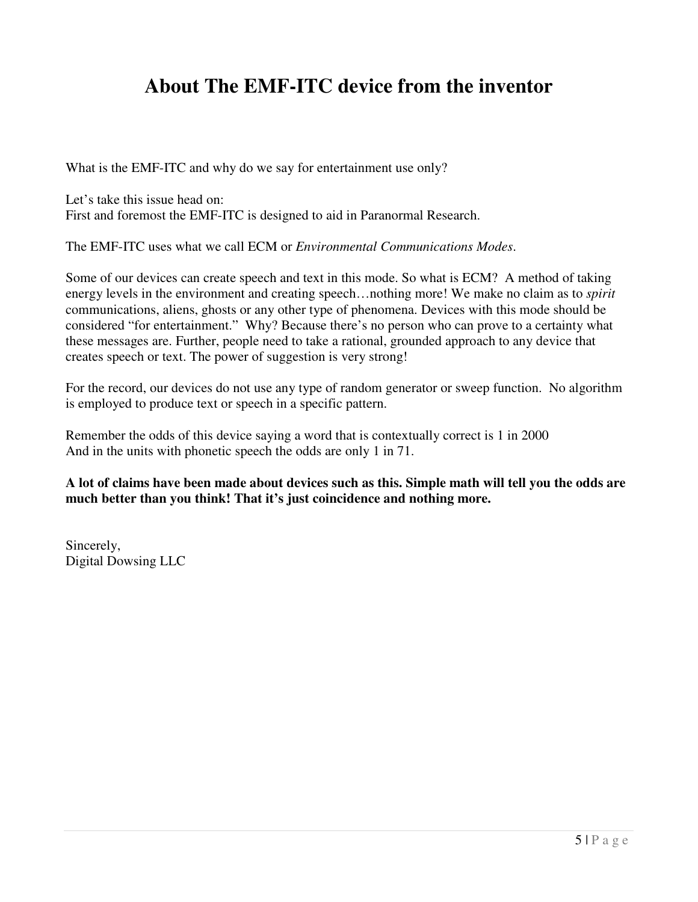# About The EMF-ITC device from the inventor

What is the EMF-ITC and why do we say for entertainment use only?

Let's take this issue head on:
First and foremost the EMF-ITC is designed to aid in Paranormal Research.

The EMF-ITC uses what we call ECM or *Environmental Communications Modes*.

Some of our devices can create speech and text in this mode. So what is ECM? A method of taking energy levels in the environment and creating speech…nothing more! We make no claim as to *spirit* communications, aliens, ghosts or any other type of phenomena. Devices with this mode should be considered "for entertainment." Why? Because there's no person who can prove to a certainty what these messages are. Further, people need to take a rational, grounded approach to any device that creates speech or text. The power of suggestion is very strong!

For the record, our devices do not use any type of random generator or sweep function. No algorithm is employed to produce text or speech in a specific pattern.

Remember the odds of this device saying a word that is contextually correct is 1 in 2000
And in the units with phonetic speech the odds are only 1 in 71.

**A lot of claims have been made about devices such as this. Simple math will tell you the odds are much better than you think! That it's just coincidence and nothing more.**

Sincerely,
Digital Dowsing LLC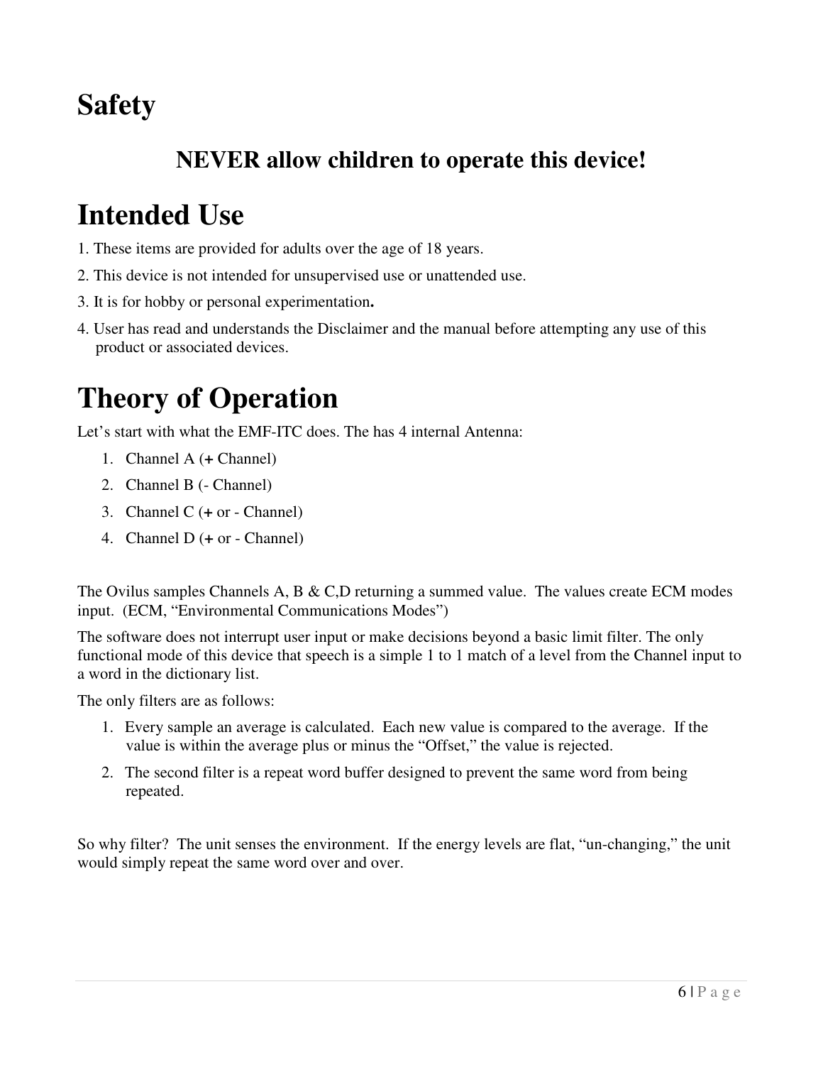# Safety

## NEVER allow children to operate this device!

# Intended Use

1. These items are provided for adults over the age of 18 years.
2. This device is not intended for unsupervised use or unattended use.
3. It is for hobby or personal experimentation**.**
4. User has read and understands the Disclaimer and the manual before attempting any use of this product or associated devices.

# Theory of Operation

Let's start with what the EMF-ITC does. The has 4 internal Antenna:

1. Channel A (**+** Channel)
2. Channel B (- Channel)
3. Channel C (**+** or - Channel)
4. Channel D (**+** or - Channel)

The Ovilus samples Channels A, B & C,D returning a summed value. The values create ECM modes input. (ECM, "Environmental Communications Modes")

The software does not interrupt user input or make decisions beyond a basic limit filter. The only functional mode of this device that speech is a simple 1 to 1 match of a level from the Channel input to a word in the dictionary list.

The only filters are as follows:

1. Every sample an average is calculated. Each new value is compared to the average. If the value is within the average plus or minus the "Offset," the value is rejected.
2. The second filter is a repeat word buffer designed to prevent the same word from being repeated.

So why filter? The unit senses the environment. If the energy levels are flat, "un-changing," the unit would simply repeat the same word over and over.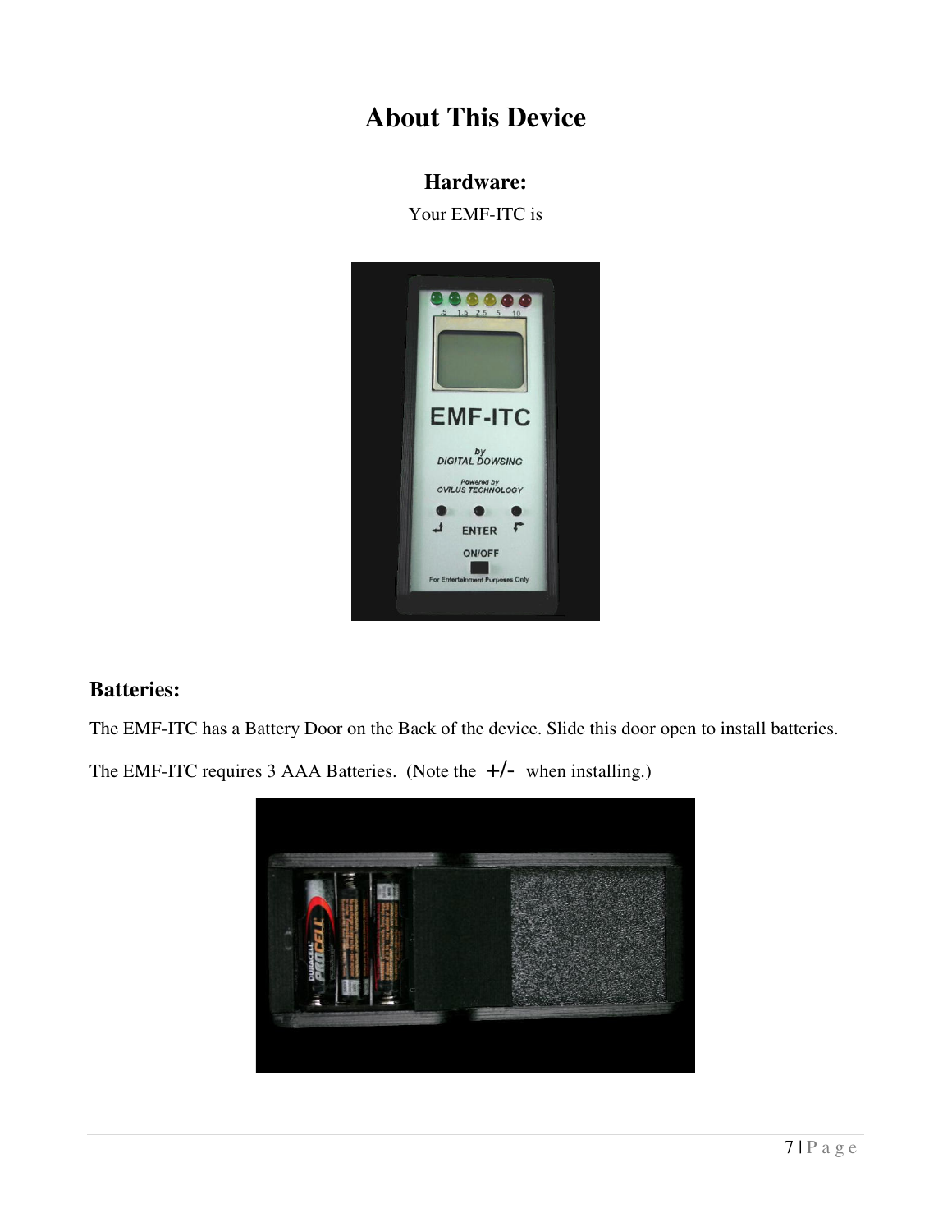# About This Device

## Hardware:

Your EMF-ITC is

## Batteries:

The EMF-ITC has a Battery Door on the Back of the device. Slide this door open to install batteries.

The EMF-ITC requires 3 AAA Batteries. (Note the +/- when installing.)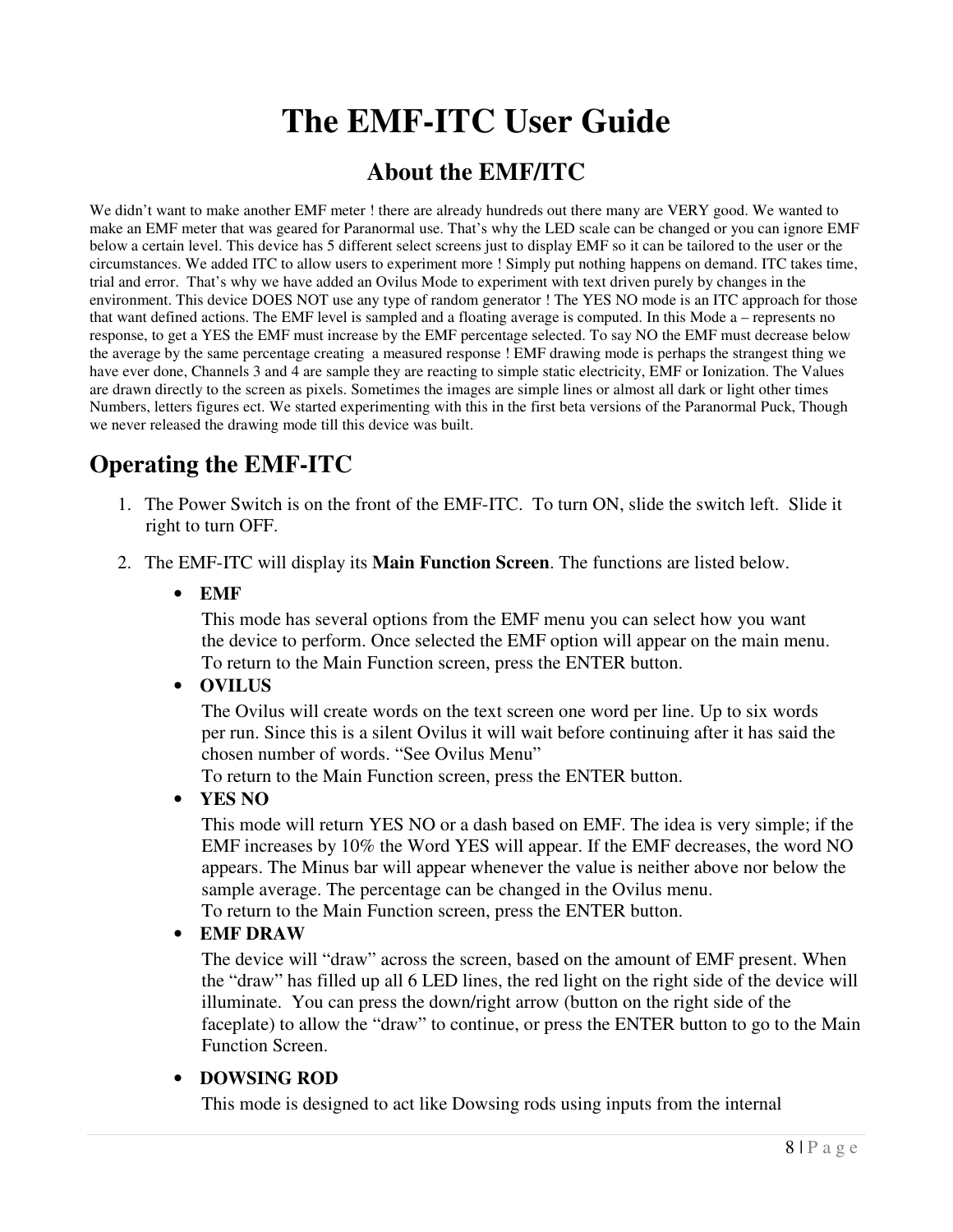# The EMF-ITC User Guide

## About the EMF/ITC

We didn't want to make another EMF meter ! there are already hundreds out there many are VERY good. We wanted to make an EMF meter that was geared for Paranormal use. That's why the LED scale can be changed or you can ignore EMF below a certain level. This device has 5 different select screens just to display EMF so it can be tailored to the user or the circumstances. We added ITC to allow users to experiment more ! Simply put nothing happens on demand. ITC takes time, trial and error. That's why we have added an Ovilus Mode to experiment with text driven purely by changes in the environment. This device DOES NOT use any type of random generator ! The YES NO mode is an ITC approach for those that want defined actions. The EMF level is sampled and a floating average is computed. In this Mode a – represents no response, to get a YES the EMF must increase by the EMF percentage selected. To say NO the EMF must decrease below the average by the same percentage creating a measured response ! EMF drawing mode is perhaps the strangest thing we have ever done, Channels 3 and 4 are sample they are reacting to simple static electricity, EMF or Ionization. The Values are drawn directly to the screen as pixels. Sometimes the images are simple lines or almost all dark or light other times Numbers, letters figures ect. We started experimenting with this in the first beta versions of the Paranormal Puck, Though we never released the drawing mode till this device was built.

## Operating the EMF-ITC

1. The Power Switch is on the front of the EMF-ITC. To turn ON, slide the switch left. Slide it right to turn OFF.

2. The EMF-ITC will display its **Main Function Screen**. The functions are listed below.

   - **EMF**

     This mode has several options from the EMF menu you can select how you want the device to perform. Once selected the EMF option will appear on the main menu. To return to the Main Function screen, press the ENTER button.

   - **OVILUS**

     The Ovilus will create words on the text screen one word per line. Up to six words per run. Since this is a silent Ovilus it will wait before continuing after it has said the chosen number of words. "See Ovilus Menu"
     To return to the Main Function screen, press the ENTER button.

   - **YES NO**

     This mode will return YES NO or a dash based on EMF. The idea is very simple; if the EMF increases by 10% the Word YES will appear. If the EMF decreases, the word NO appears. The Minus bar will appear whenever the value is neither above nor below the sample average. The percentage can be changed in the Ovilus menu.
     To return to the Main Function screen, press the ENTER button.

   - **EMF DRAW**

     The device will "draw" across the screen, based on the amount of EMF present. When the "draw" has filled up all 6 LED lines, the red light on the right side of the device will illuminate. You can press the down/right arrow (button on the right side of the faceplate) to allow the "draw" to continue, or press the ENTER button to go to the Main Function Screen.

   - **DOWSING ROD**

     This mode is designed to act like Dowsing rods using inputs from the internal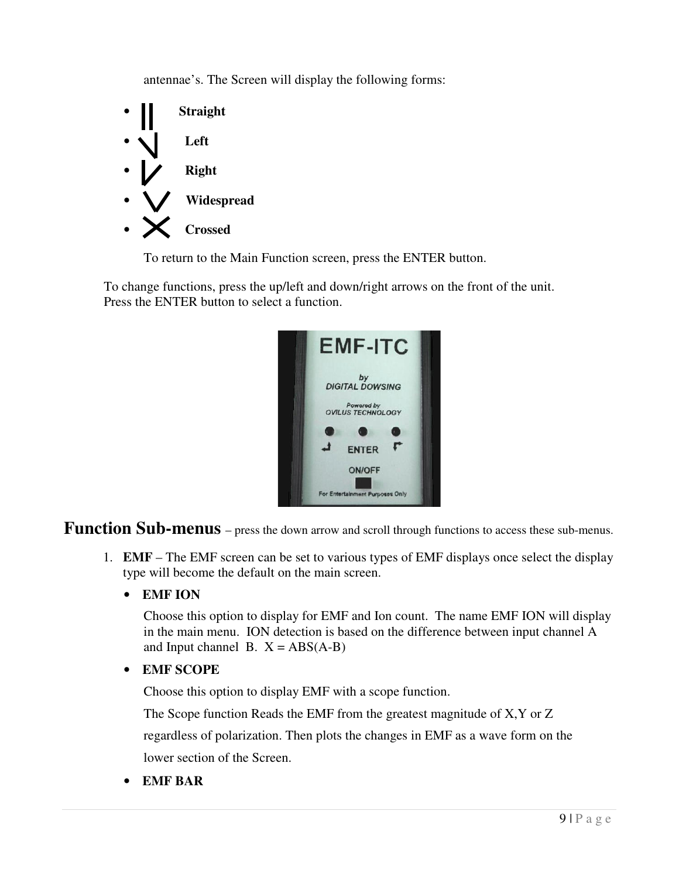antennae's. The Screen will display the following forms:

- **Straight**
- **Left**
- **Right**
- **Widespread**
- **Crossed**

To return to the Main Function screen, press the ENTER button.

To change functions, press the up/left and down/right arrows on the front of the unit. Press the ENTER button to select a function.

## Function Sub-menus – press the down arrow and scroll through functions to access these sub-menus.

1. **EMF** – The EMF screen can be set to various types of EMF displays once select the display type will become the default on the main screen.

   - **EMF ION**

     Choose this option to display for EMF and Ion count. The name EMF ION will display in the main menu. ION detection is based on the difference between input channel A and Input channel B. X = ABS(A-B)

   - **EMF SCOPE**

     Choose this option to display EMF with a scope function.

     The Scope function Reads the EMF from the greatest magnitude of X,Y or Z regardless of polarization. Then plots the changes in EMF as a wave form on the lower section of the Screen.

   - **EMF BAR**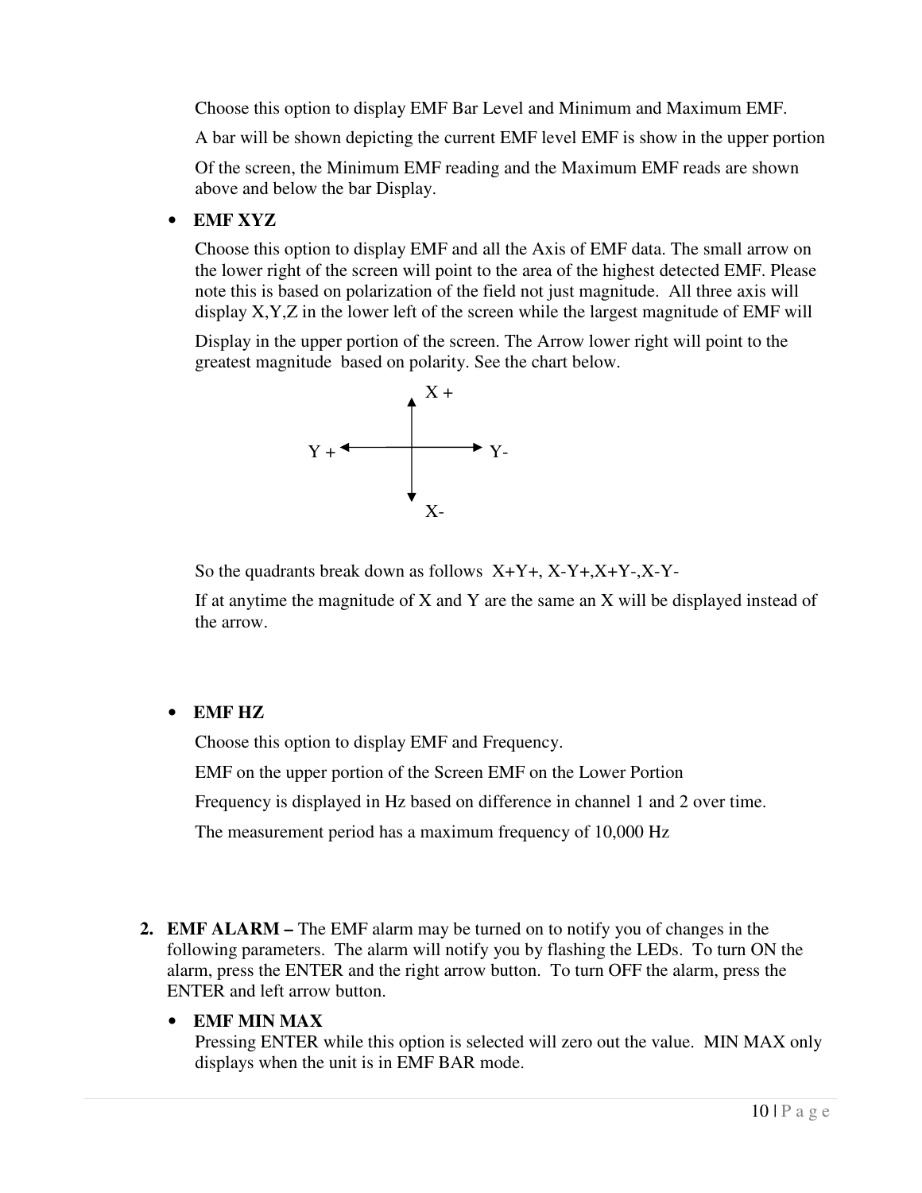Choose this option to display EMF Bar Level and Minimum and Maximum EMF.

A bar will be shown depicting the current EMF level EMF is show in the upper portion

Of the screen, the Minimum EMF reading and the Maximum EMF reads are shown above and below the bar Display.

- **EMF XYZ**

  Choose this option to display EMF and all the Axis of EMF data. The small arrow on the lower right of the screen will point to the area of the highest detected EMF. Please note this is based on polarization of the field not just magnitude. All three axis will display X,Y,Z in the lower left of the screen while the largest magnitude of EMF will

  Display in the upper portion of the screen. The Arrow lower right will point to the greatest magnitude based on polarity. See the chart below.

```
              X +
               ^
               |
  Y + <--------+--------> Y-
               |
               v
              X-
```

  So the quadrants break down as follows X+Y+, X-Y+,X+Y-,X-Y-

  If at anytime the magnitude of X and Y are the same an X will be displayed instead of the arrow.

- **EMF HZ**

  Choose this option to display EMF and Frequency.

  EMF on the upper portion of the Screen EMF on the Lower Portion

  Frequency is displayed in Hz based on difference in channel 1 and 2 over time.

  The measurement period has a maximum frequency of 10,000 Hz

2. **EMF ALARM –** The EMF alarm may be turned on to notify you of changes in the following parameters. The alarm will notify you by flashing the LEDs. To turn ON the alarm, press the ENTER and the right arrow button. To turn OFF the alarm, press the ENTER and left arrow button.

   - **EMF MIN MAX**
     Pressing ENTER while this option is selected will zero out the value. MIN MAX only displays when the unit is in EMF BAR mode.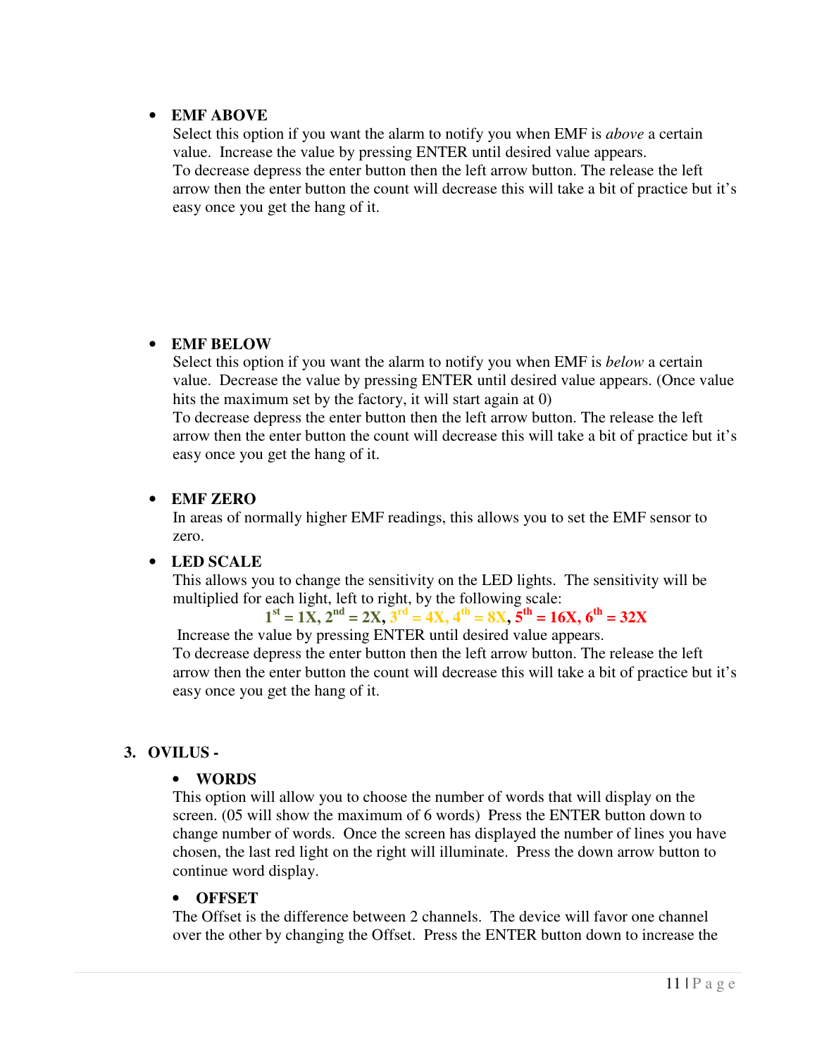- **EMF ABOVE**
  Select this option if you want the alarm to notify you when EMF is *above* a certain value. Increase the value by pressing ENTER until desired value appears.
  To decrease depress the enter button then the left arrow button. The release the left arrow then the enter button the count will decrease this will take a bit of practice but it's easy once you get the hang of it.

- **EMF BELOW**
  Select this option if you want the alarm to notify you when EMF is *below* a certain value. Decrease the value by pressing ENTER until desired value appears. (Once value hits the maximum set by the factory, it will start again at 0)
  To decrease depress the enter button then the left arrow button. The release the left arrow then the enter button the count will decrease this will take a bit of practice but it's easy once you get the hang of it.

- **EMF ZERO**
  In areas of normally higher EMF readings, this allows you to set the EMF sensor to zero.

- **LED SCALE**
  This allows you to change the sensitivity on the LED lights. The sensitivity will be multiplied for each light, left to right, by the following scale:

  **1st = 1X, 2nd = 2X, 3rd = 4X, 4th = 8X, 5th = 16X, 6th = 32X**

  Increase the value by pressing ENTER until desired value appears.
  To decrease depress the enter button then the left arrow button. The release the left arrow then the enter button the count will decrease this will take a bit of practice but it's easy once you get the hang of it.

**3. OVILUS -**

- **WORDS**
  This option will allow you to choose the number of words that will display on the screen. (05 will show the maximum of 6 words) Press the ENTER button down to change number of words. Once the screen has displayed the number of lines you have chosen, the last red light on the right will illuminate. Press the down arrow button to continue word display.

- **OFFSET**
  The Offset is the difference between 2 channels. The device will favor one channel over the other by changing the Offset. Press the ENTER button down to increase the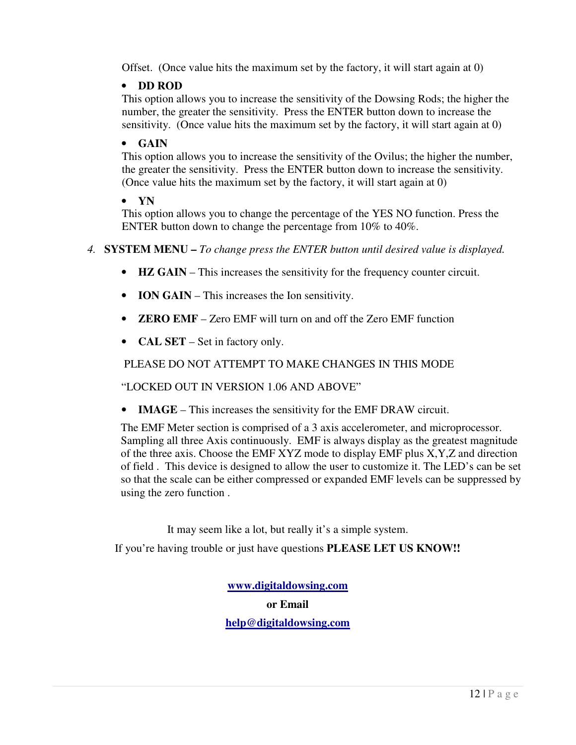Offset. (Once value hits the maximum set by the factory, it will start again at 0)

- **DD ROD**

This option allows you to increase the sensitivity of the Dowsing Rods; the higher the number, the greater the sensitivity. Press the ENTER button down to increase the sensitivity. (Once value hits the maximum set by the factory, it will start again at 0)

- **GAIN**

This option allows you to increase the sensitivity of the Ovilus; the higher the number, the greater the sensitivity. Press the ENTER button down to increase the sensitivity. (Once value hits the maximum set by the factory, it will start again at 0)

- **YN**

This option allows you to change the percentage of the YES NO function. Press the ENTER button down to change the percentage from 10% to 40%.

4. **SYSTEM MENU –** *To change press the ENTER button until desired value is displayed.*

- **HZ GAIN** – This increases the sensitivity for the frequency counter circuit.
- **ION GAIN** – This increases the Ion sensitivity.
- **ZERO EMF** – Zero EMF will turn on and off the Zero EMF function
- **CAL SET** – Set in factory only.

PLEASE DO NOT ATTEMPT TO MAKE CHANGES IN THIS MODE

"LOCKED OUT IN VERSION 1.06 AND ABOVE"

- **IMAGE** – This increases the sensitivity for the EMF DRAW circuit.

The EMF Meter section is comprised of a 3 axis accelerometer, and microprocessor. Sampling all three Axis continuously. EMF is always display as the greatest magnitude of the three axis. Choose the EMF XYZ mode to display EMF plus X,Y,Z and direction of field . This device is designed to allow the user to customize it. The LED's can be set so that the scale can be either compressed or expanded EMF levels can be suppressed by using the zero function .

It may seem like a lot, but really it's a simple system.

If you're having trouble or just have questions **PLEASE LET US KNOW!!**

**www.digitaldowsing.com**

**or Email**

**help@digitaldowsing.com**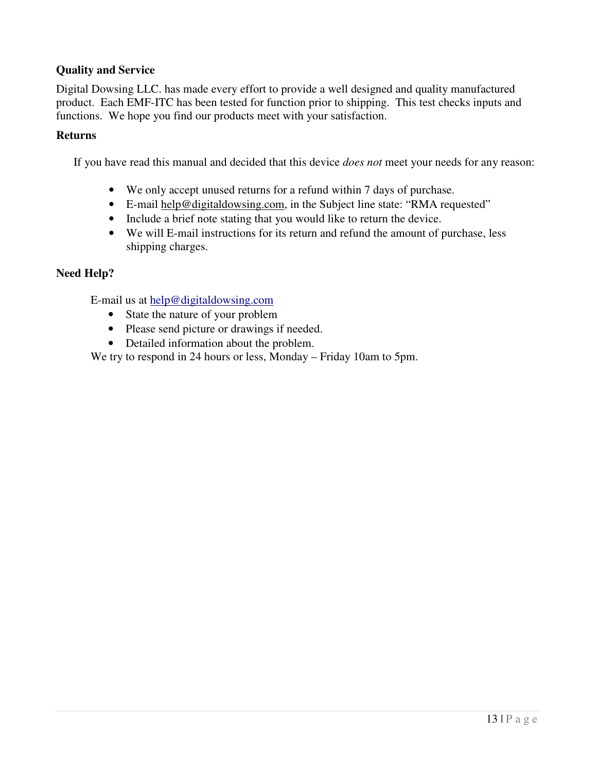## Quality and Service

Digital Dowsing LLC. has made every effort to provide a well designed and quality manufactured product. Each EMF-ITC has been tested for function prior to shipping. This test checks inputs and functions. We hope you find our products meet with your satisfaction.

## Returns

If you have read this manual and decided that this device *does not* meet your needs for any reason:

- We only accept unused returns for a refund within 7 days of purchase.
- E-mail help@digitaldowsing.com, in the Subject line state: "RMA requested"
- Include a brief note stating that you would like to return the device.
- We will E-mail instructions for its return and refund the amount of purchase, less shipping charges.

## Need Help?

E-mail us at help@digitaldowsing.com

- State the nature of your problem
- Please send picture or drawings if needed.
- Detailed information about the problem.

We try to respond in 24 hours or less, Monday – Friday 10am to 5pm.